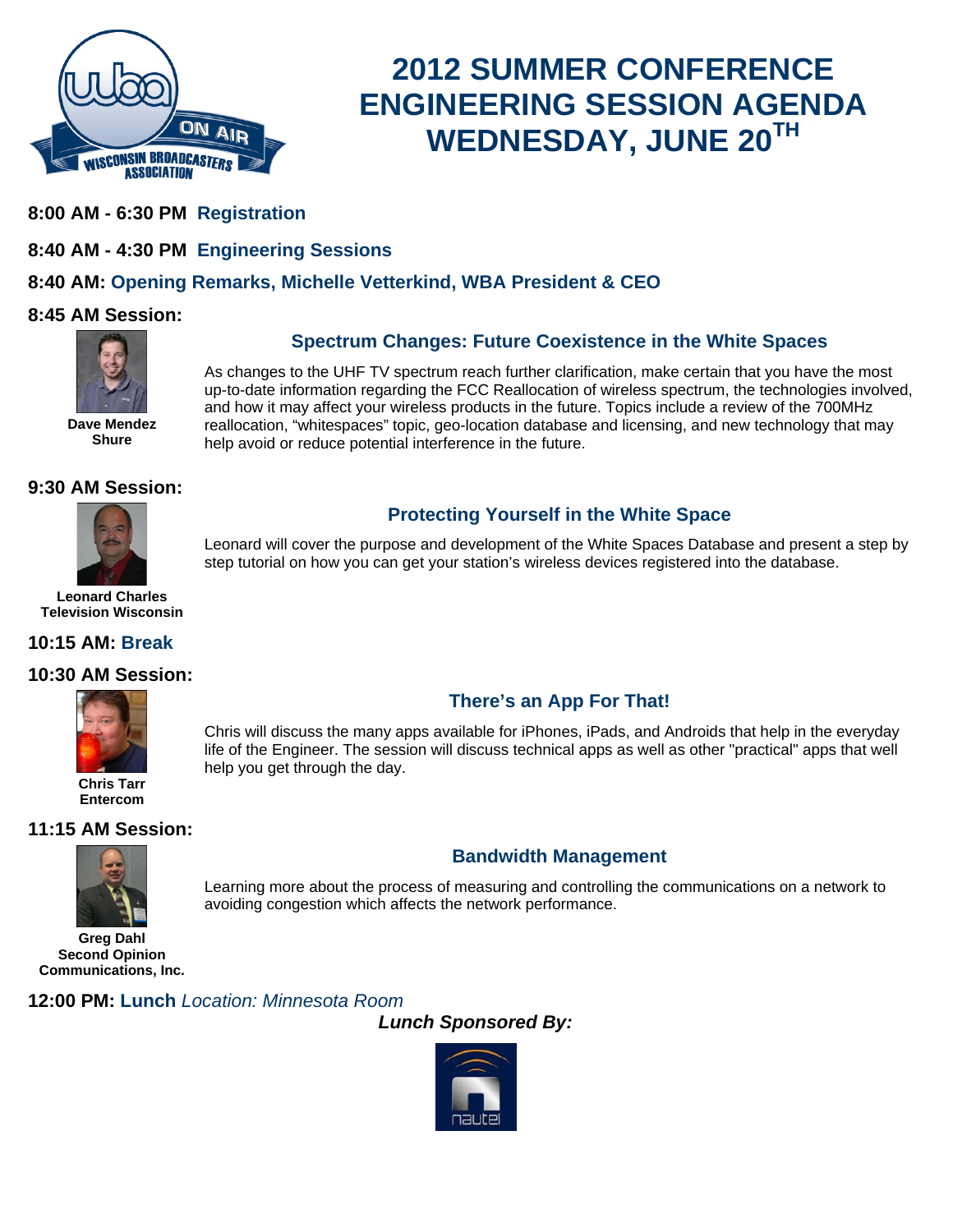# 2012 SUMMER CONFERENCE ENGINEERING SESSION AGENDA WEDNESDAY, JUNE 20TH

**8:00 AM - 6:30 PM Registration**

**8:40 AM - 4:30 PM Engineering Sessions**

**8:40 AM: Opening Remarks, Michelle Vetterkind, WBA President & CEO**

**8:45 AM Session:**

### Spectrum Changes: Future Coexistence in the White Spaces

**Dave Mendez**
**Shure**

As changes to the UHF TV spectrum reach further clarification, make certain that you have the most up-to-date information regarding the FCC Reallocation of wireless spectrum, the technologies involved, and how it may affect your wireless products in the future. Topics include a review of the 700MHz reallocation, "whitespaces" topic, geo-location database and licensing, and new technology that may help avoid or reduce potential interference in the future.

**9:30 AM Session:**

### Protecting Yourself in the White Space

**Leonard Charles**
**Television Wisconsin**

Leonard will cover the purpose and development of the White Spaces Database and present a step by step tutorial on how you can get your station's wireless devices registered into the database.

**10:15 AM: Break**

**10:30 AM Session:**

### There's an App For That!

**Chris Tarr**
**Entercom**

Chris will discuss the many apps available for iPhones, iPads, and Androids that help in the everyday life of the Engineer. The session will discuss technical apps as well as other "practical" apps that well help you get through the day.

**11:15 AM Session:**

### Bandwidth Management

**Greg Dahl**
**Second Opinion Communications, Inc.**

Learning more about the process of measuring and controlling the communications on a network to avoiding congestion which affects the network performance.

**12:00 PM: Lunch** *Location: Minnesota Room*

***Lunch Sponsored By:***

nautel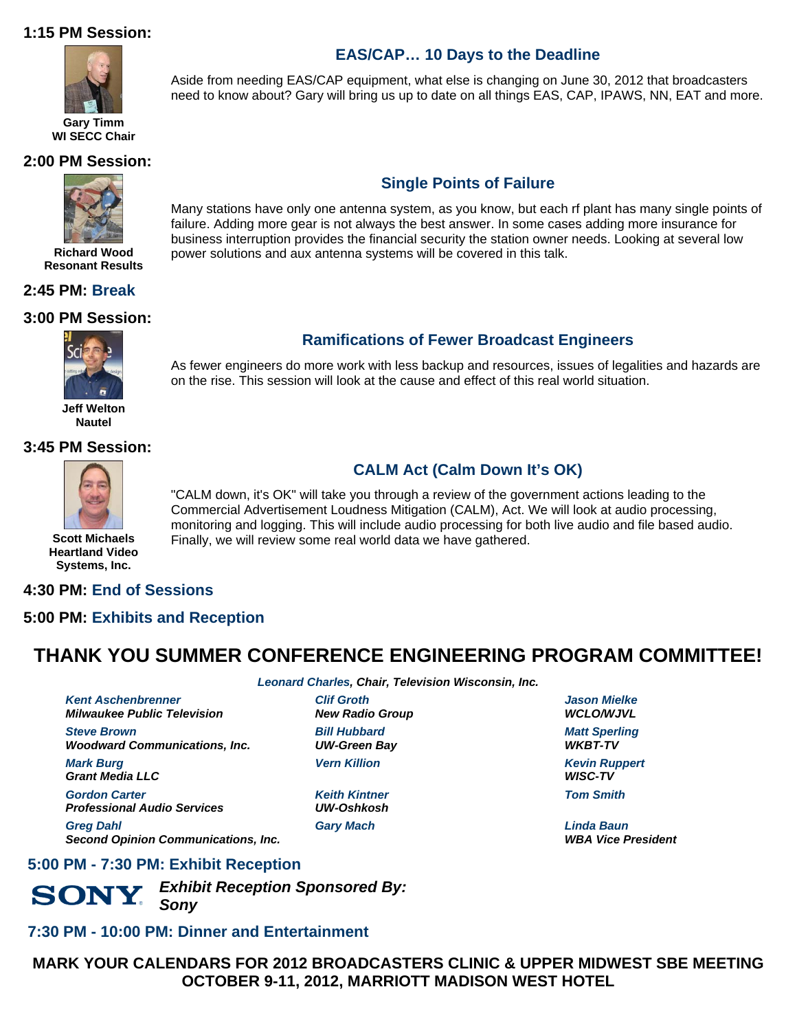**1:15 PM Session:**

**Gary Timm**
**WI SECC Chair**

### EAS/CAP… 10 Days to the Deadline

Aside from needing EAS/CAP equipment, what else is changing on June 30, 2012 that broadcasters need to know about? Gary will bring us up to date on all things EAS, CAP, IPAWS, NN, EAT and more.

**2:00 PM Session:**

**Richard Wood**
**Resonant Results**

### Single Points of Failure

Many stations have only one antenna system, as you know, but each rf plant has many single points of failure. Adding more gear is not always the best answer. In some cases adding more insurance for business interruption provides the financial security the station owner needs. Looking at several low power solutions and aux antenna systems will be covered in this talk.

**2:45 PM: Break**

**3:00 PM Session:**

**Jeff Welton**
**Nautel**

### Ramifications of Fewer Broadcast Engineers

As fewer engineers do more work with less backup and resources, issues of legalities and hazards are on the rise. This session will look at the cause and effect of this real world situation.

**3:45 PM Session:**

**Scott Michaels**
**Heartland Video Systems, Inc.**

### CALM Act (Calm Down It's OK)

"CALM down, it's OK" will take you through a review of the government actions leading to the Commercial Advertisement Loudness Mitigation (CALM), Act. We will look at audio processing, monitoring and logging. This will include audio processing for both live audio and file based audio. Finally, we will review some real world data we have gathered.

**4:30 PM: End of Sessions**

**5:00 PM: Exhibits and Reception**

## THANK YOU SUMMER CONFERENCE ENGINEERING PROGRAM COMMITTEE!

***Leonard Charles*, Chair, Television Wisconsin, Inc.**

***Kent Aschenbrenner***
***Milwaukee Public Television***

***Steve Brown***
***Woodward Communications, Inc.***

***Mark Burg***
***Grant Media LLC***

***Gordon Carter***
***Professional Audio Services***

***Greg Dahl***
***Second Opinion Communications, Inc.***

***Clif Groth***
***New Radio Group***

***Bill Hubbard***
***UW-Green Bay***

***Vern Killion***

***Keith Kintner***
***UW-Oshkosh***

***Gary Mach***

***Jason Mielke***
***WCLO/WJVL***

***Matt Sperling***
***WKBT-TV***

***Kevin Ruppert***
***WISC-TV***

***Tom Smith***

***Linda Baun***
***WBA Vice President***

**5:00 PM - 7:30 PM: Exhibit Reception**

SONY ***Exhibit Reception Sponsored By: Sony***

**7:30 PM - 10:00 PM: Dinner and Entertainment**

**MARK YOUR CALENDARS FOR 2012 BROADCASTERS CLINIC & UPPER MIDWEST SBE MEETING OCTOBER 9-11, 2012, MARRIOTT MADISON WEST HOTEL**